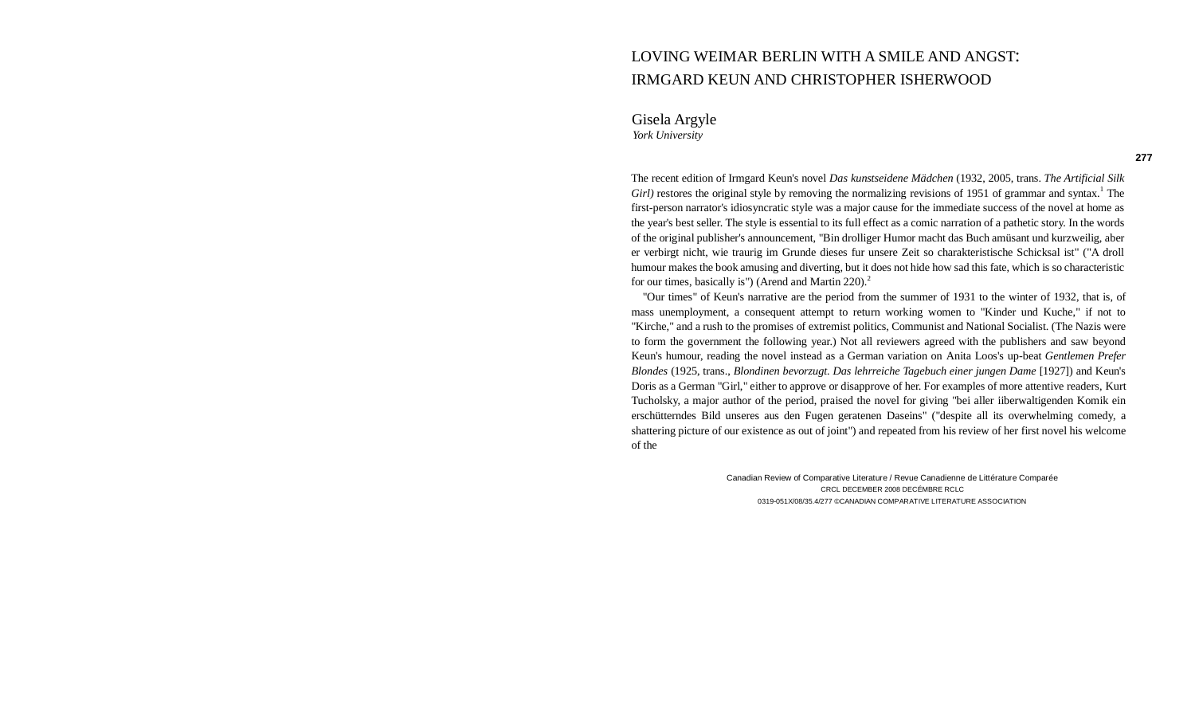# LOVING WEIMAR BERLIN WITH A SMILE AND ANGST: IRMGARD KEUN AND CHRISTOPHER ISHERWOOD

Gisela Argyle
*York University*

The recent edition of Irmgard Keun's novel *Das kunstseidene Mädchen* (1932, 2005, trans. *The Artificial Silk Girl)* restores the original style by removing the normalizing revisions of 1951 of grammar and syntax.[1] The first-person narrator's idiosyncratic style was a major cause for the immediate success of the novel at home as the year's best seller. The style is essential to its full effect as a comic narration of a pathetic story. In the words of the original publisher's announcement, "Bin drolliger Humor macht das Buch amüsant und kurzweilig, aber er verbirgt nicht, wie traurig im Grunde dieses fur unsere Zeit so charakteristische Schicksal ist" ("A droll humour makes the book amusing and diverting, but it does not hide how sad this fate, which is so characteristic for our times, basically is") (Arend and Martin 220).[2]

"Our times" of Keun's narrative are the period from the summer of 1931 to the winter of 1932, that is, of mass unemployment, a consequent attempt to return working women to "Kinder und Kuche," if not to "Kirche," and a rush to the promises of extremist politics, Communist and National Socialist. (The Nazis were to form the government the following year.) Not all reviewers agreed with the publishers and saw beyond Keun's humour, reading the novel instead as a German variation on Anita Loos's up-beat *Gentlemen Prefer Blondes* (1925, trans., *Blondinen bevorzugt. Das lehrreiche Tagebuch einer jungen Dame* [1927]) and Keun's Doris as a German "Girl," either to approve or disapprove of her. For examples of more attentive readers, Kurt Tucholsky, a major author of the period, praised the novel for giving "bei aller iiberwaltigenden Komik ein erschütterndes Bild unseres aus den Fugen geratenen Daseins" ("despite all its overwhelming comedy, a shattering picture of our existence as out of joint") and repeated from his review of her first novel his welcome of the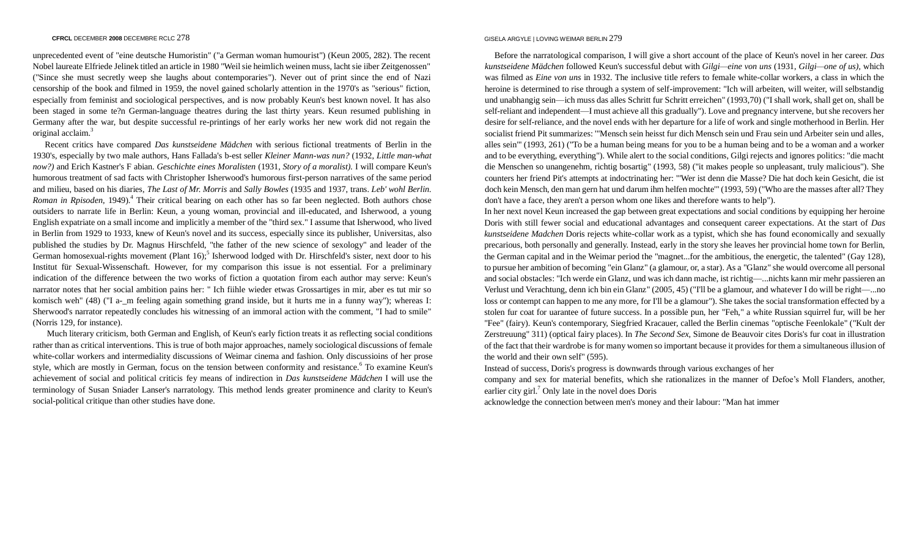unprecedented event of "eine deutsche Humoristin" ("a German woman humourist") (Keun 2005, 282). The recent Nobel laureate Elfriede Jelinek titled an article in 1980 "Weil sie heimlich weinen muss, lacht sie iiber Zeitgenossen" ("Since she must secretly weep she laughs about contemporaries"). Never out of print since the end of Nazi censorship of the book and filmed in 1959, the novel gained scholarly attention in the 1970's as "serious" fiction, especially from feminist and sociological perspectives, and is now probably Keun's best known novel. It has also been staged in some te?n German-language theatres during the last thirty years. Keun resumed publishing in Germany after the war, but despite successful re-printings of her early works her new work did not regain the original acclaim.[3]

Recent critics have compared *Das kunstseidene Mädchen* with serious fictional treatments of Berlin in the 1930's, especially by two male authors, Hans Fallada's b-est seller *Kleiner Mann-was nun?* (1932, *Little man-what now?)* and Erich Kastner's F abian. *Geschichte eines Moralisten* (1931, *Story of a moralist)*. I will compare Keun's humorous treatment of sad facts with Christopher Isherwood's humorous first-person narratives of the same period and milieu, based on his diaries, *The Last of Mr. Morris* and *Sally Bowles* (1935 and 1937, trans. *Leb' wohl Berlin. Roman in Rpisoden*, 1949).[4] Their critical bearing on each other has so far been neglected. Both authors chose outsiders to narrate life in Berlin: Keun, a young woman, provincial and ill-educated, and Isherwood, a young English expatriate on a small income and implicitly a member of the "third sex." I assume that Isherwood, who lived in Berlin from 1929 to 1933, knew of Keun's novel and its success, especially since its publisher, Universitas, also published the studies by Dr. Magnus Hirschfeld, "the father of the new science of sexology" and leader of the German homosexual-rights movement (Plant 16);[5] Isherwood lodged with Dr. Hirschfeld's sister, next door to his Institut für Sexual-Wissenschaft. However, for my comparison this issue is not essential. For a preliminary indication of the difference between the two works of fiction a quotation firom each author may serve: Keun's narrator notes that her social ambition pains her: " Ich fiihle wieder etwas Grossartiges in mir, aber es tut mir so komisch weh" (48) ("I a-_m feeling again something grand inside, but it hurts me in a funny way"); whereas I: Sherwood's narrator repeatedly concludes his witnessing of an immoral action with the comment, "I had to smile" (Norris 129, for instance).

Much literary criticism, both German and English, of Keun's early fiction treats it as reflecting social conditions rather than as critical interventions. This is true of both major approaches, namely sociological discussions of female white-collar workers and intermediality discussions of Weimar cinema and fashion. Only discussioins of her prose style, which are mostly in German, focus on the tension between conformity and resistance.[6] To examine Keun's achievement of social and political criticis fey means of indirection in *Das kunstseidene Mädchen* I will use the terminology of Susan Sniader Lanser's narratology. This method lends greater prominence and clarity to Keun's social-political critique than other studies have done.

Before the narratological comparison, I will give a short account of the place of Keun's novel in her career. *Das kunstseidene Mädchen* followed Keun's successful debut with *Gilgi—eine von uns* (1931, *Gilgi—one of us)*, which was filmed as *Eine von uns* in 1932. The inclusive title refers to female white-collar workers, a class in which the heroine is determined to rise through a system of self-improvement: "Ich will arbeiten, will weiter, will selbstandig und unabhangig sein—ich muss das alles Schritt fur Schritt erreichen" (1993,70) ("I shall work, shall get on, shall be self-reliant and independent—I must achieve all this gradually"). Love and pregnancy intervene, but she recovers her desire for self-reliance, and the novel ends with her departure for a life of work and single motherhood in Berlin. Her socialist friend Pit summarizes: '"Mensch sein heisst fur dich Mensch sein und Frau sein und Arbeiter sein und alles, alles sein'" (1993, 261) ("To be a human being means for you to be a human being and to be a woman and a worker and to be everything, everything"). While alert to the social conditions, Gilgi rejects and ignores politics: "die macht die Menschen so unangenehm, richtig bosartig" (1993, 58) ("it makes people so unpleasant, truly malicious"). She counters her friend Pit's attempts at indoctrinating her: '"Wer ist denn die Masse? Die hat doch kein Gesicht, die ist doch kein Mensch, den man gern hat und darum ihm helfen mochte'" (1993, 59) ("Who are the masses after all? They don't have a face, they aren't a person whom one likes and therefore wants to help").

In her next novel Keun increased the gap between great expectations and social conditions by equipping her heroine Doris with still fewer social and educational advantages and consequent career expectations. At the start of *Das kunstseidene Madchen* Doris rejects white-collar work as a typist, which she has found economically and sexually precarious, both personally and generally. Instead, early in the story she leaves her provincial home town for Berlin, the German capital and in the Weimar period the "magnet...for the ambitious, the energetic, the talented" (Gay 128), to pursue her ambition of becoming "ein Glanz" (a glamour, or, a star). As a "Glanz" she would overcome all personal and social obstacles: "Ich werde ein Glanz, und was ich dann mache, ist richtig—...nichts kann mir mehr passieren an Verlust und Verachtung, denn ich bin ein Glanz" (2005, 45) ("I'll be a glamour, and whatever I do will be right—...no loss or contempt can happen to me any more, for I'll be a glamour"). She takes the social transformation effected by a stolen fur coat for uarantee of future success. In a possible pun, her "Feh," a white Russian squirrel fur, will be her "Fee" (fairy). Keun's contemporary, Siegfried Kracauer, called the Berlin cinemas "optische Feenlokale" ("Kult der Zerstreuung" 311) (optical fairy places). In *The Second Sex*, Simone de Beauvoir cites Doris's fur coat in illustration of the fact that their wardrobe is for many women so important because it provides for them a simultaneous illusion of the world and their own self" (595).

Instead of success, Doris's progress is downwards through various exchanges of her company and sex for material benefits, which she rationalizes in the manner of Defoe's Moll Flanders, another, earlier city girl.[7] Only late in the novel does Doris acknowledge the connection between men's money and their labour: "Man hat immer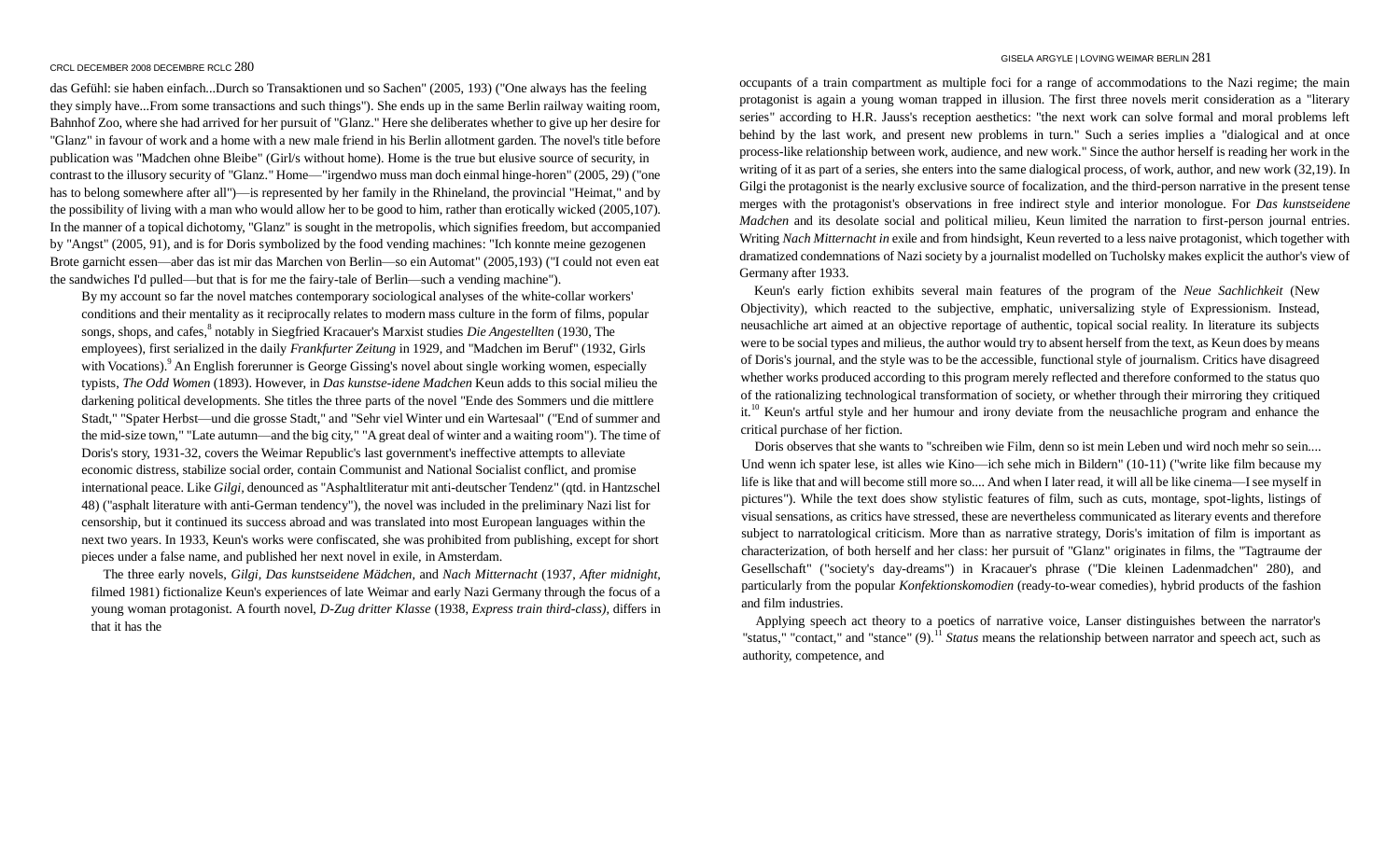das Gefühl: sie haben einfach...Durch so Transaktionen und so Sachen" (2005, 193) ("One always has the feeling they simply have...From some transactions and such things"). She ends up in the same Berlin railway waiting room, Bahnhof Zoo, where she had arrived for her pursuit of "Glanz." Here she deliberates whether to give up her desire for "Glanz" in favour of work and a home with a new male friend in his Berlin allotment garden. The novel's title before publication was "Madchen ohne Bleibe" (Girl/s without home). Home is the true but elusive source of security, in contrast to the illusory security of "Glanz." Home—"irgendwo muss man doch einmal hinge-horen" (2005, 29) ("one has to belong somewhere after all")—is represented by her family in the Rhineland, the provincial "Heimat," and by the possibility of living with a man who would allow her to be good to him, rather than erotically wicked (2005,107). In the manner of a topical dichotomy, "Glanz" is sought in the metropolis, which signifies freedom, but accompanied by "Angst" (2005, 91), and is for Doris symbolized by the food vending machines: "Ich konnte meine gezogenen Brote garnicht essen—aber das ist mir das Marchen von Berlin—so ein Automat" (2005,193) ("I could not even eat the sandwiches I'd pulled—but that is for me the fairy-tale of Berlin—such a vending machine").

By my account so far the novel matches contemporary sociological analyses of the white-collar workers' conditions and their mentality as it reciprocally relates to modern mass culture in the form of films, popular songs, shops, and cafes,[8] notably in Siegfried Kracauer's Marxist studies *Die Angestellten* (1930, The employees), first serialized in the daily *Frankfurter Zeitung* in 1929, and "Madchen im Beruf" (1932, Girls with Vocations).[9] An English forerunner is George Gissing's novel about single working women, especially typists, *The Odd Women* (1893). However, in *Das kunstse-idene Madchen* Keun adds to this social milieu the darkening political developments. She titles the three parts of the novel "Ende des Sommers und die mittlere Stadt," "Spater Herbst—und die grosse Stadt," and "Sehr viel Winter und ein Wartesaal" ("End of summer and the mid-size town," "Late autumn—and the big city," "A great deal of winter and a waiting room"). The time of Doris's story, 1931-32, covers the Weimar Republic's last government's ineffective attempts to alleviate economic distress, stabilize social order, contain Communist and National Socialist conflict, and promise international peace. Like *Gilgi*, denounced as "Asphaltliteratur mit anti-deutscher Tendenz" (qtd. in Hantzschel 48) ("asphalt literature with anti-German tendency"), the novel was included in the preliminary Nazi list for censorship, but it continued its success abroad and was translated into most European languages within the next two years. In 1933, Keun's works were confiscated, she was prohibited from publishing, except for short pieces under a false name, and published her next novel in exile, in Amsterdam.

The three early novels, *Gilgi, Das kunstseidene Mädchen,* and *Nach Mitternacht* (1937, *After midnight*, filmed 1981) fictionalize Keun's experiences of late Weimar and early Nazi Germany through the focus of a young woman protagonist. A fourth novel, *D-Zug dritter Klasse* (1938, *Express train third-class)*, differs in that it has the occupants of a train compartment as multiple foci for a range of accommodations to the Nazi regime; the main protagonist is again a young woman trapped in illusion. The first three novels merit consideration as a "literary series" according to H.R. Jauss's reception aesthetics: "the next work can solve formal and moral problems left behind by the last work, and present new problems in turn." Such a series implies a "dialogical and at once process-like relationship between work, audience, and new work." Since the author herself is reading her work in the writing of it as part of a series, she enters into the same dialogical process, of work, author, and new work (32,19). In Gilgi the protagonist is the nearly exclusive source of focalization, and the third-person narrative in the present tense merges with the protagonist's observations in free indirect style and interior monologue. For *Das kunstseidene Madchen* and its desolate social and political milieu, Keun limited the narration to first-person journal entries. Writing *Nach Mitternacht in* exile and from hindsight, Keun reverted to a less naive protagonist, which together with dramatized condemnations of Nazi society by a journalist modelled on Tucholsky makes explicit the author's view of Germany after 1933.

Keun's early fiction exhibits several main features of the program of the *Neue Sachlichkeit* (New Objectivity), which reacted to the subjective, emphatic, universalizing style of Expressionism. Instead, neusachliche art aimed at an objective reportage of authentic, topical social reality. In literature its subjects were to be social types and milieus, the author would try to absent herself from the text, as Keun does by means of Doris's journal, and the style was to be the accessible, functional style of journalism. Critics have disagreed whether works produced according to this program merely reflected and therefore conformed to the status quo of the rationalizing technological transformation of society, or whether through their mirroring they critiqued it.[10] Keun's artful style and her humour and irony deviate from the neusachliche program and enhance the critical purchase of her fiction.

Doris observes that she wants to "schreiben wie Film, denn so ist mein Leben und wird noch mehr so sein.... Und wenn ich spater lese, ist alles wie Kino—ich sehe mich in Bildern" (10-11) ("write like film because my life is like that and will become still more so.... And when I later read, it will all be like cinema—I see myself in pictures"). While the text does show stylistic features of film, such as cuts, montage, spot-lights, listings of visual sensations, as critics have stressed, these are nevertheless communicated as literary events and therefore subject to narratological criticism. More than as narrative strategy, Doris's imitation of film is important as characterization, of both herself and her class: her pursuit of "Glanz" originates in films, the "Tagtraume der Gesellschaft" ("society's day-dreams") in Kracauer's phrase ("Die kleinen Ladenmadchen" 280), and particularly from the popular *Konfektionskomodien* (ready-to-wear comedies), hybrid products of the fashion and film industries.

Applying speech act theory to a poetics of narrative voice, Lanser distinguishes between the narrator's "status," "contact," and "stance" (9).[11] *Status* means the relationship between narrator and speech act, such as authority, competence, and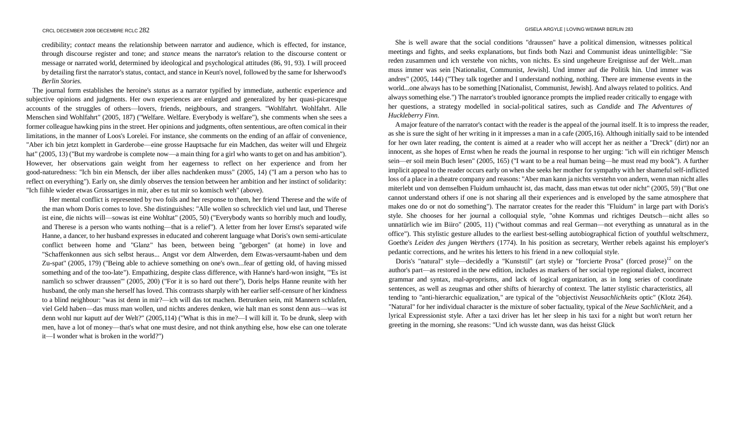credibility; *contact* means the relationship between narrator and audience, which is effected, for instance, through discourse register and tone; and *stance* means the narrator's relation to the discourse content or message or narrated world, determined by ideological and psychological attitudes (86, 91, 93). I will proceed by detailing first the narrator's status, contact, and stance in Keun's novel, followed by the same for Isherwood's *Berlin Stories.*

The journal form establishes the heroine's *status* as a narrator typified by immediate, authentic experience and subjective opinions and judgments. Her own experiences are enlarged and generalized by her quasi-picaresque accounts of the struggles of others—lovers, friends, neighbours, and strangers. "Wohlfahrt. Wohlfahrt. Alle Menschen sind Wohlfahrt" (2005, 187) ("Welfare. Welfare. Everybody is welfare"), she comments when she sees a former colleague hawking pins in the street. Her opinions and judgments, often sententious, are often comical in their limitations, in the manner of Loos's Lorelei. For instance, she comments on the ending of an affair of convenience, "Aber ich bin jetzt komplett in Garderobe—eine grosse Hauptsache fur ein Madchen, das weiter will und Ehrgeiz hat" (2005, 13) ("But my wardrobe is complete now—a main thing for a girl who wants to get on and has ambition"). However, her observations gain weight from her eagerness to reflect on her experience and from her good-naturedness: "Ich bin ein Mensch, der iiber alles nachdenken muss" (2005, 14) ("I am a person who has to reflect on everything"). Early on, she dimly observes the tension between her ambition and her instinct of solidarity: "Ich fiihle wieder etwas Grossartiges in mir, aber es tut mir so komisch weh" (above).

Her mental conflict is represented by two foils and her response to them, her friend Therese and the wife of the man whom Doris comes to love. She distinguishes: "Alle wollen so schrecklich viel und laut, und Therese ist eine, die nichts will—sowas ist eine Wohltat" (2005, 50) ("Everybody wants so horribly much and loudly, and Therese is a person who wants nothing—that is a relief"). A letter from her lover Ernst's separated wife Hanne, a dancer, to her husband expresses in educated and coherent language what Doris's own semi-articulate conflict between home and "Glanz" has been, between being "geborgen" (at home) in love and "Schaffenkonnen aus sich selbst heraus... Angst vor dem Altwerden, dem Etwas-versaumt-haben und dem Zu-spat" (2005, 179) ("Being able to achieve something on one's own...fear of getting old, of having missed something and of the too-late"). Empathizing, despite class difference, with Hanne's hard-won insight, "'Es ist namlich so schwer draussen'" (2005, 200) ("For it is so hard out there"), Doris helps Hanne reunite with her husband, the only man she herself has loved. This contrasts sharply with her earlier self-censure of her kindness to a blind neighbour: "was ist denn in mir?—ich will das tot machen. Betrunken sein, mit Mannern schlafen, viel Geld haben—das muss man wollen, und nichts anderes denken, wie halt man es sonst denn aus—was ist denn wohl nur kaputt auf der Welt?" (2005,114) ("What is this in me?—I will kill it. To be drunk, sleep with men, have a lot of money—that's what one must desire, and not think anything else, how else can one tolerate it—I wonder what is broken in the world?")

She is well aware that the social conditions "draussen" have a political dimension, witnesses political meetings and fights, and seeks explanations, but finds both Nazi and Communist ideas unintelligible: "Sie reden zusammen und ich verstehe von nichts, von nichts. Es sind ungeheure Ereignisse auf der Welt...man muss immer was sein [Nationalist, Communist, Jewish]. Und immer auf die Politik hin. Und immer was andres" (2005, 144) ("They talk together and I understand nothing, nothing. There are immense events in the world...one always has to be something [Nationalist, Communist, Jewish]. And always related to politics. And always something else.") The narrator's troubled ignorance prompts the implied reader critically to engage with her questions, a strategy modelled in social-political satires, such as *Candide* and *The Adventures of Huckleberry Finn.*

A major feature of the narrator's contact with the reader is the appeal of the journal itself. It is to impress the reader, as she is sure the sight of her writing in it impresses a man in a cafe (2005,16). Although initially said to be intended for her own later reading, the content is aimed at a reader who will accept her as neither a "Dreck" (dirt) nor an innocent, as she hopes of Ernst when he reads the journal in response to her urging: "ich will ein richtiger Mensch sein—er soil mein Buch lesen" (2005, 165) ("I want to be a real human being—he must read my book"). A further implicit appeal to the reader occurs early on when she seeks her mother for sympathy with her shameful self-inflicted loss of a place in a theatre company and reasons: "Aber man kann ja nichts verstehn von andern, wenn man nicht alles miterlebt und von demselben Fluidum umhaucht ist, das macht, dass man etwas tut oder nicht" (2005, 59) ("But one cannot understand others if one is not sharing all their experiences and is enveloped by the same atmosphere that makes one do or not do something"). The narrator creates for the reader this "Fluidum" in large part with Doris's style. She chooses for her journal a colloquial style, "ohne Kommas und richtiges Deutsch—nicht alles so unnatürlich wie im Büro" (2005, 11) ("without commas and real German—not everything as unnatural as in the office"). This stylistic gesture alludes to the earliest best-selling autobiographical fiction of youthful weltschmerz, Goethe's *Leiden des jungen Werthers* (1774). In his position as secretary, Werther rebels against his employer's pedantic corrections, and he writes his letters to his friend in a new colloquial style.

Doris's "natural" style—decidedly a "Kunststil" (art style) or "forcierte Prosa" (forced prose)[12] on the author's part—as restored in the new edition, includes as markers of her social type regional dialect, incorrect grammar and syntax, mal-apropisms, and lack of logical organization, as in long series of coordinate sentences, as well as zeugmas and other shifts of hierarchy of context. The latter stylistic characteristics, all tending to "anti-hierarchic equalization," are typical of the "objectivist *Neusachlichkeits* optic" (Klotz 264). "Natural" for her individual character is the mixture of sober factuality, typical of the *Neue Sachlichkeit,* and a lyrical Expressionist style. After a taxi driver has let her sleep in his taxi for a night but won't return her greeting in the morning, she reasons: "Und ich wusste dann, was das heisst Glück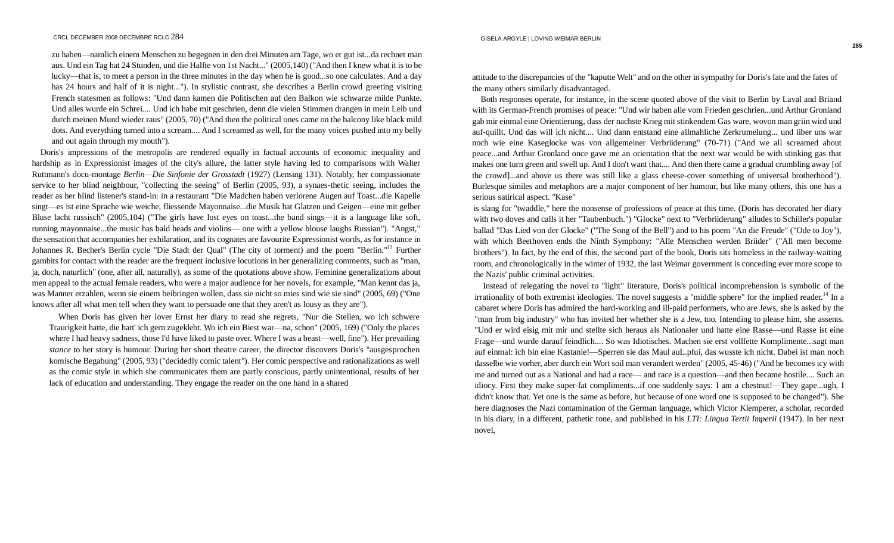zu haben—namlich einem Menschen zu begegnen in den drei Minuten am Tage, wo er gut ist...da rechnet man aus. Und ein Tag hat 24 Stunden, und die Halfte von 1st Nacht..." (2005,140) ("And then I knew what it is to be lucky—that is, to meet a person in the three minutes in the day when he is good...so one calculates. And a day has 24 hours and half of it is night..."). In stylistic contrast, she describes a Berlin crowd greeting visiting French statesmen as follows: "Und dann kamen die Politischen auf den Balkon wie schwarze milde Punkte. Und alles wurde ein Schrei.... Und ich habe mit geschrien, denn die vielen Stimmen drangen in mein Leib und durch meinen Mund wieder raus" (2005, 70) ("And then the political ones came on the balcony like black mild dots. And everything turned into a scream.... And I screamed as well, for the many voices pushed into my belly and out again through my mouth").

Doris's impressions of the metropolis are rendered equally in factual accounts of economic inequality and hardship as in Expressionist images of the city's allure, the latter style having led to comparisons with Walter Ruttmann's docu-montage *Berlin—Die Sinfonie der Grosstadt* (1927) (Lensing 131). Notably, her compassionate service to her blind neighbour, "collecting the seeing" of Berlin (2005, 93), a synaes-thetic seeing, includes the reader as her blind listener's stand-in: in a restaurant "Die Madchen haben verlorene Augen auf Toast...die Kapelle singt—es ist eine Sprache wie weiche, fliessende Mayonnaise...die Musik hat Glatzen und Geigen—eine mit gelber Bluse lacht russisch" (2005,104) ("The girls have lost eyes on toast...the band sings—it is a language like soft, running mayonnaise...the music has bald heads and violins— one with a yellow blouse laughs Russian"). "Angst," the sensation that accompanies her exhilaration, and its cognates are favourite Expressionist words, as for instance in Johannes R. Becher's Berlin cycle "Die Stadt der Qual" (The city of torment) and the poem "Berlin."[13] Further gambits for contact with the reader are the frequent inclusive locutions in her generalizing comments, such as "man, ja, doch, naturlich" (one, after all, naturally), as some of the quotations above show. Feminine generalizations about men appeal to the actual female readers, who were a major audience for her novels, for example, "Man kennt das ja, was Manner erzahlen, wenn sie einem beibringen wollen, dass sie nicht so mies sind wie sie sind" (2005, 69) ("One knows after all what men tell when they want to persuade one that they aren't as lousy as they are").

When Doris has given her lover Ernst her diary to read she regrets, "Nur die Stellen, wo ich schwere Traurigkeit hatte, die hatt' ich gern zugeklebt. Wo ich ein Biest war—na, schon" (2005, 169) ("Only the places where I had heavy sadness, those I'd have liked to paste over. Where I was a beast—well, fine"). Her prevailing *stance* to her story is humour. During her short theatre career, the director discovers Doris's "ausgesprochen komische Begabung" (2005, 93) ("decidedly comic talent"). Her comic perspective and rationalizations as well as the comic style in which she communicates them are partly conscious, partly unintentional, results of her lack of education and understanding. They engage the reader on the one hand in a shared attitude to the discrepancies of the "kaputte Welt" and on the other in sympathy for Doris's fate and the fates of the many others similarly disadvantaged.

Both responses operate, for instance, in the scene quoted above of the visit to Berlin by Laval and Briand with its German-French promises of peace: "Und wir haben alle vom Frieden geschrien...und Arthur Gronland gab mir einmal eine Orientierung, dass der nachste Krieg mit stinkendem Gas ware, wovon man griin wird und auf-quillt. Und das will ich nicht.... Und dann entstand eine allmahliche Zerkrumelung... und iiber uns war noch wie eine Kaseglocke was von allgemeiner Verbriiderung" (70-71) ("And we all screamed about peace...and Arthur Gronland once gave me an orientation that the next war would be with stinking gas that makes one turn green and swell up. And I don't want that.... And then there came a gradual crumbling away [of the crowd]...and above us there was still like a glass cheese-cover something of universal brotherhood"). Burlesque similes and metaphors are a major component of her humour, but like many others, this one has a serious satirical aspect. "Kase" is slang for "twaddle," here the nonsense of professions of peace at this time. (Doris has decorated her diary with two doves and calls it her "Taubenbuch.") "Glocke" next to "Verbriiderung" alludes to Schiller's popular ballad "Das Lied von der Glocke" ("The Song of the Bell") and to his poem "An die Freude" ("Ode to Joy"), with which Beethoven ends the Ninth Symphony: "Alle Menschen werden Briider" ("All men become brothers"). In fact, by the end of this, the second part of the book, Doris sits homeless in the railway-waiting room, and chronologically in the winter of 1932, the last Weimar government is conceding ever more scope to the Nazis' public criminal activities.

Instead of relegating the novel to "light" literature, Doris's political incomprehension is symbolic of the irrationality of both extremist ideologies. The novel suggests a "middle sphere" for the implied reader.[14] In a cabaret where Doris has admired the hard-working and ill-paid performers, who are Jews, she is asked by the "man from big industry" who has invited her whether she is a Jew, too. Intending to please him, she assents. "Und er wird eisig mit mir und stellte sich heraus als Nationaler und hatte eine Rasse—und Rasse ist eine Frage—und wurde darauf feindlich.... So was Idiotisches. Machen sie erst vollfette Komplimente...sagt man auf einmal: ich bin eine Kastanie!—Sperren sie das Maul auL.pfui, das wusste ich nicht. Dabei ist man noch dasselbe wie vorher, aber durch ein Wort soil man verandert werden" (2005, 45-46) ("And he becomes icy with me and turned out as a National and had a race— and race is a question—and then became hostile.... Such an idiocy. First they make super-fat compliments...if one suddenly says: I am a chestnut!—They gape...ugh, I didn't know that. Yet one is the same as before, but because of one word one is supposed to be changed"). She here diagnoses the Nazi contamination of the German language, which Victor Klemperer, a scholar, recorded in his diary, in a different, pathetic tone, and published in his *LTI: Lingua Tertii Imperii* (1947). In her next novel,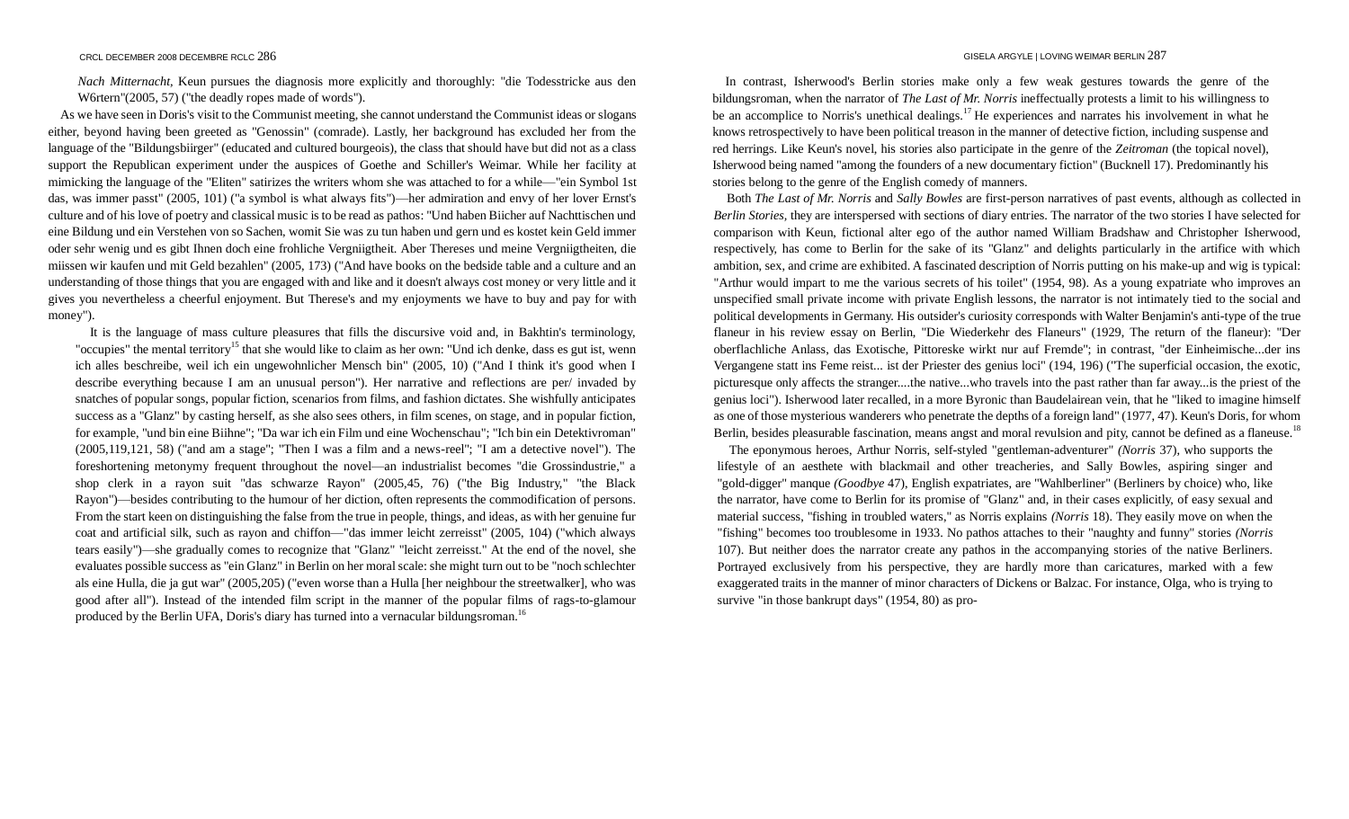*Nach Mitternacht*, Keun pursues the diagnosis more explicitly and thoroughly: "die Todesstricke aus den W6rtern"(2005, 57) ("the deadly ropes made of words").

As we have seen in Doris's visit to the Communist meeting, she cannot understand the Communist ideas or slogans either, beyond having been greeted as "Genossin" (comrade). Lastly, her background has excluded her from the language of the "Bildungsbiirger" (educated and cultured bourgeois), the class that should have but did not as a class support the Republican experiment under the auspices of Goethe and Schiller's Weimar. While her facility at mimicking the language of the "Eliten" satirizes the writers whom she was attached to for a while—"ein Symbol 1st das, was immer passt" (2005, 101) ("a symbol is what always fits")—her admiration and envy of her lover Ernst's culture and of his love of poetry and classical music is to be read as pathos: "Und haben Biicher auf Nachttischen und eine Bildung und ein Verstehen von so Sachen, womit Sie was zu tun haben und gern und es kostet kein Geld immer oder sehr wenig und es gibt Ihnen doch eine frohliche Vergniigtheit. Aber Thereses und meine Vergniigtheiten, die miissen wir kaufen und mit Geld bezahlen" (2005, 173) ("And have books on the bedside table and a culture and an understanding of those things that you are engaged with and like and it doesn't always cost money or very little and it gives you nevertheless a cheerful enjoyment. But Therese's and my enjoyments we have to buy and pay for with money").

It is the language of mass culture pleasures that fills the discursive void and, in Bakhtin's terminology, "occupies" the mental territory[15] that she would like to claim as her own: "Und ich denke, dass es gut ist, wenn ich alles beschreibe, weil ich ein ungewohnlicher Mensch bin" (2005, 10) ("And I think it's good when I describe everything because I am an unusual person"). Her narrative and reflections are per/ invaded by snatches of popular songs, popular fiction, scenarios from films, and fashion dictates. She wishfully anticipates success as a "Glanz" by casting herself, as she also sees others, in film scenes, on stage, and in popular fiction, for example, "und bin eine Biihne"; "Da war ich ein Film und eine Wochenschau"; "Ich bin ein Detektivroman" (2005,119,121, 58) ("and am a stage"; "Then I was a film and a news-reel"; "I am a detective novel"). The foreshortening metonymy frequent throughout the novel—an industrialist becomes "die Grossindustrie," a shop clerk in a rayon suit "das schwarze Rayon" (2005,45, 76) ("the Big Industry," "the Black Rayon")—besides contributing to the humour of her diction, often represents the commodification of persons. From the start keen on distinguishing the false from the true in people, things, and ideas, as with her genuine fur coat and artificial silk, such as rayon and chiffon—"das immer leicht zerreisst" (2005, 104) ("which always tears easily")—she gradually comes to recognize that "Glanz" "leicht zerreisst." At the end of the novel, she evaluates possible success as "ein Glanz" in Berlin on her moral scale: she might turn out to be "noch schlechter als eine Hulla, die ja gut war" (2005,205) ("even worse than a Hulla [her neighbour the streetwalker], who was good after all"). Instead of the intended film script in the manner of the popular films of rags-to-glamour produced by the Berlin UFA, Doris's diary has turned into a vernacular bildungsroman.[16]

In contrast, Isherwood's Berlin stories make only a few weak gestures towards the genre of the bildungsroman, when the narrator of *The Last of Mr. Norris* ineffectually protests a limit to his willingness to be an accomplice to Norris's unethical dealings.[17] He experiences and narrates his involvement in what he knows retrospectively to have been political treason in the manner of detective fiction, including suspense and red herrings. Like Keun's novel, his stories also participate in the genre of the *Zeitroman* (the topical novel), Isherwood being named "among the founders of a new documentary fiction" (Bucknell 17). Predominantly his stories belong to the genre of the English comedy of manners.

Both *The Last of Mr. Norris* and *Sally Bowles* are first-person narratives of past events, although as collected in *Berlin Stories*, they are interspersed with sections of diary entries. The narrator of the two stories I have selected for comparison with Keun, fictional alter ego of the author named William Bradshaw and Christopher Isherwood, respectively, has come to Berlin for the sake of its "Glanz" and delights particularly in the artifice with which ambition, sex, and crime are exhibited. A fascinated description of Norris putting on his make-up and wig is typical: "Arthur would impart to me the various secrets of his toilet" (1954, 98). As a young expatriate who improves an unspecified small private income with private English lessons, the narrator is not intimately tied to the social and political developments in Germany. His outsider's curiosity corresponds with Walter Benjamin's anti-type of the true flaneur in his review essay on Berlin, "Die Wiederkehr des Flaneurs" (1929, The return of the flaneur): "Der oberflachliche Anlass, das Exotische, Pittoreske wirkt nur auf Fremde"; in contrast, "der Einheimische...der ins Vergangene statt ins Feme reist... ist der Priester des genius loci" (194, 196) ("The superficial occasion, the exotic, picturesque only affects the stranger....the native...who travels into the past rather than far away...is the priest of the genius loci"). Isherwood later recalled, in a more Byronic than Baudelairean vein, that he "liked to imagine himself as one of those mysterious wanderers who penetrate the depths of a foreign land" (1977, 47). Keun's Doris, for whom Berlin, besides pleasurable fascination, means angst and moral revulsion and pity, cannot be defined as a flaneuse.[18]

The eponymous heroes, Arthur Norris, self-styled "gentleman-adventurer" *(Norris* 37), who supports the lifestyle of an aesthete with blackmail and other treacheries, and Sally Bowles, aspiring singer and "gold-digger" manque *(Goodbye* 47), English expatriates, are "Wahlberliner" (Berliners by choice) who, like the narrator, have come to Berlin for its promise of "Glanz" and, in their cases explicitly, of easy sexual and material success, "fishing in troubled waters," as Norris explains *(Norris* 18). They easily move on when the "fishing" becomes too troublesome in 1933. No pathos attaches to their "naughty and funny" stories *(Norris* 107). But neither does the narrator create any pathos in the accompanying stories of the native Berliners. Portrayed exclusively from his perspective, they are hardly more than caricatures, marked with a few exaggerated traits in the manner of minor characters of Dickens or Balzac. For instance, Olga, who is trying to survive "in those bankrupt days" (1954, 80) as pro-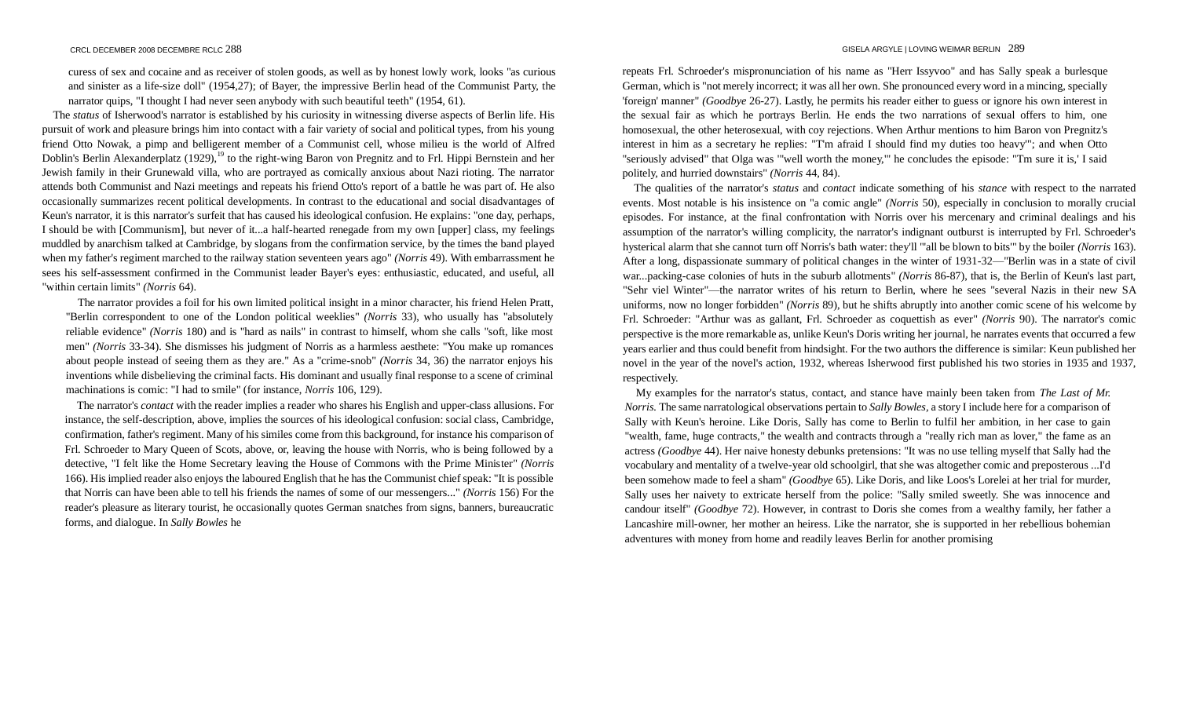curess of sex and cocaine and as receiver of stolen goods, as well as by honest lowly work, looks "as curious and sinister as a life-size doll" (1954,27); of Bayer, the impressive Berlin head of the Communist Party, the narrator quips, "I thought I had never seen anybody with such beautiful teeth" (1954, 61).

The *status* of Isherwood's narrator is established by his curiosity in witnessing diverse aspects of Berlin life. His pursuit of work and pleasure brings him into contact with a fair variety of social and political types, from his young friend Otto Nowak, a pimp and belligerent member of a Communist cell, whose milieu is the world of Alfred Doblin's Berlin Alexanderplatz (1929),[19] to the right-wing Baron von Pregnitz and to Frl. Hippi Bernstein and her Jewish family in their Grunewald villa, who are portrayed as comically anxious about Nazi rioting. The narrator attends both Communist and Nazi meetings and repeats his friend Otto's report of a battle he was part of. He also occasionally summarizes recent political developments. In contrast to the educational and social disadvantages of Keun's narrator, it is this narrator's surfeit that has caused his ideological confusion. He explains: "one day, perhaps, I should be with [Communism], but never of it...a half-hearted renegade from my own [upper] class, my feelings muddled by anarchism talked at Cambridge, by slogans from the confirmation service, by the times the band played when my father's regiment marched to the railway station seventeen years ago" *(Norris* 49). With embarrassment he sees his self-assessment confirmed in the Communist leader Bayer's eyes: enthusiastic, educated, and useful, all "within certain limits" *(Norris* 64).

The narrator provides a foil for his own limited political insight in a minor character, his friend Helen Pratt, "Berlin correspondent to one of the London political weeklies" *(Norris* 33), who usually has "absolutely reliable evidence" *(Norris* 180) and is "hard as nails" in contrast to himself, whom she calls "soft, like most men" *(Norris* 33-34). She dismisses his judgment of Norris as a harmless aesthete: "You make up romances about people instead of seeing them as they are." As a "crime-snob" *(Norris* 34, 36) the narrator enjoys his inventions while disbelieving the criminal facts. His dominant and usually final response to a scene of criminal machinations is comic: "I had to smile" (for instance, *Norris* 106, 129).

The narrator's *contact* with the reader implies a reader who shares his English and upper-class allusions. For instance, the self-description, above, implies the sources of his ideological confusion: social class, Cambridge, confirmation, father's regiment. Many of his similes come from this background, for instance his comparison of Frl. Schroeder to Mary Queen of Scots, above, or, leaving the house with Norris, who is being followed by a detective, "I felt like the Home Secretary leaving the House of Commons with the Prime Minister" *(Norris* 166). His implied reader also enjoys the laboured English that he has the Communist chief speak: "It is possible that Norris can have been able to tell his friends the names of some of our messengers..." *(Norris* 156) For the reader's pleasure as literary tourist, he occasionally quotes German snatches from signs, banners, bureaucratic forms, and dialogue. In *Sally Bowles* he repeats Frl. Schroeder's mispronunciation of his name as "Herr Issyvoo" and has Sally speak a burlesque German, which is "not merely incorrect; it was all her own. She pronounced every word in a mincing, specially 'foreign' manner" *(Goodbye* 26-27). Lastly, he permits his reader either to guess or ignore his own interest in the sexual fair as which he portrays Berlin. He ends the two narrations of sexual offers to him, one homosexual, the other heterosexual, with coy rejections. When Arthur mentions to him Baron von Pregnitz's interest in him as a secretary he replies: "I'm afraid I should find my duties too heavy'"; and when Otto "seriously advised" that Olga was "'well worth the money,'" he concludes the episode: "I'm sure it is,' I said politely, and hurried downstairs" *(Norris* 44, 84).

The qualities of the narrator's *status* and *contact* indicate something of his *stance* with respect to the narrated events. Most notable is his insistence on "a comic angle" *(Norris* 50), especially in conclusion to morally crucial episodes. For instance, at the final confrontation with Norris over his mercenary and criminal dealings and his assumption of the narrator's willing complicity, the narrator's indignant outburst is interrupted by Frl. Schroeder's hysterical alarm that she cannot turn off Norris's bath water: they'll "'all be blown to bits'" by the boiler *(Norris* 163). After a long, dispassionate summary of political changes in the winter of 1931-32—"Berlin was in a state of civil war...packing-case colonies of huts in the suburb allotments" *(Norris* 86-87), that is, the Berlin of Keun's last part, "Sehr viel Winter"—the narrator writes of his return to Berlin, where he sees "several Nazis in their new SA uniforms, now no longer forbidden" *(Norris* 89), but he shifts abruptly into another comic scene of his welcome by Frl. Schroeder: "Arthur was as gallant, Frl. Schroeder as coquettish as ever" *(Norris* 90). The narrator's comic perspective is the more remarkable as, unlike Keun's Doris writing her journal, he narrates events that occurred a few years earlier and thus could benefit from hindsight. For the two authors the difference is similar: Keun published her novel in the year of the novel's action, 1932, whereas Isherwood first published his two stories in 1935 and 1937, respectively.

My examples for the narrator's status, contact, and stance have mainly been taken from *The Last of Mr. Norris.* The same narratological observations pertain to *Sally Bowles*, a story I include here for a comparison of Sally with Keun's heroine. Like Doris, Sally has come to Berlin to fulfil her ambition, in her case to gain "wealth, fame, huge contracts," the wealth and contracts through a "really rich man as lover," the fame as an actress *(Goodbye* 44). Her naive honesty debunks pretensions: "It was no use telling myself that Sally had the vocabulary and mentality of a twelve-year-old schoolgirl, that she was altogether comic and preposterous ...I'd been somehow made to feel a sham" *(Goodbye* 65). Like Doris, and like Loos's Lorelei at her trial for murder, Sally uses her naivety to extricate herself from the police: "Sally smiled sweetly. She was innocence and candour itself" *(Goodbye* 72). However, in contrast to Doris she comes from a wealthy family, her father a Lancashire mill-owner, her mother an heiress. Like the narrator, she is supported in her rebellious bohemian adventures with money from home and readily leaves Berlin for another promising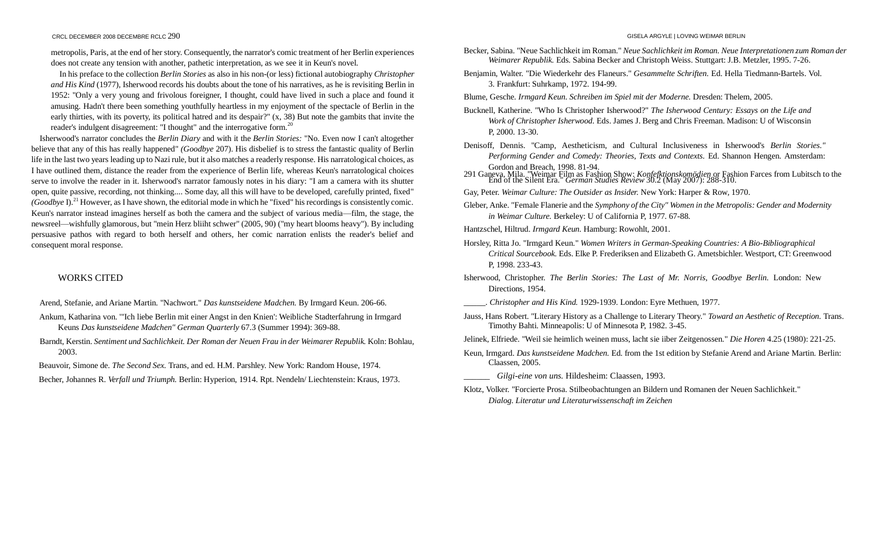metropolis, Paris, at the end of her story. Consequently, the narrator's comic treatment of her Berlin experiences does not create any tension with another, pathetic interpretation, as we see it in Keun's novel.

In his preface to the collection *Berlin Stories* as also in his non-(or less) fictional autobiography *Christopher and His Kind* (1977), Isherwood records his doubts about the tone of his narratives, as he is revisiting Berlin in 1952: "Only a very young and frivolous foreigner, I thought, could have lived in such a place and found it amusing. Hadn't there been something youthfully heartless in my enjoyment of the spectacle of Berlin in the early thirties, with its poverty, its political hatred and its despair?" (x, 38) But note the gambits that invite the reader's indulgent disagreement: "I thought" and the interrogative form.[20]

Isherwood's narrator concludes the *Berlin Diary* and with it the *Berlin Stories:* "No. Even now I can't altogether believe that any of this has really happened" *(Goodbye* 207). His disbelief is to stress the fantastic quality of Berlin life in the last two years leading up to Nazi rule, but it also matches a readerly response. His narratological choices, as I have outlined them, distance the reader from the experience of Berlin life, whereas Keun's narratological choices serve to involve the reader in it. Isherwood's narrator famously notes in his diary: "I am a camera with its shutter open, quite passive, recording, not thinking.... Some day, all this will have to be developed, carefully printed, fixed" *(Goodbye* I).[21] However, as I have shown, the editorial mode in which he "fixed" his recordings is consistently comic. Keun's narrator instead imagines herself as both the camera and the subject of various media—film, the stage, the newsreel—wishfully glamorous, but "mein Herz bliiht schwer" (2005, 90) ("my heart blooms heavy"). By including persuasive pathos with regard to both herself and others, her comic narration enlists the reader's belief and consequent moral response.

## WORKS CITED

Arend, Stefanie, and Ariane Martin. "Nachwort." *Das kunstseidene Madchen.* By Irmgard Keun. 206-66.

Ankum, Katharina von. "'Ich liebe Berlin mit einer Angst in den Knien': Weibliche Stadterfahrung in Irmgard Keuns *Das kunstseidene Madchen" German Quarterly* 67.3 (Summer 1994): 369-88.

Barndt, Kerstin. *Sentiment und Sachlichkeit. Der Roman der Neuen Frau in der Weimarer Republik.* Koln: Bohlau, 2003.

Beauvoir, Simone de. *The Second Sex.* Trans, and ed. H.M. Parshley. New York: Random House, 1974.

Becher, Johannes R. *Verfall und Triumph.* Berlin: Hyperion, 1914. Rpt. Nendeln/ Liechtenstein: Kraus, 1973.

Becker, Sabina. "Neue Sachlichkeit im Roman." *Neue Sachlichkeit im Roman. Neue Interpretationen zum Roman der Weimarer Republik.* Eds. Sabina Becker and Christoph Weiss. Stuttgart: J.B. Metzler, 1995. 7-26.

Benjamin, Walter. "Die Wiederkehr des Flaneurs." *Gesammelte Schriften.* Ed. Hella Tiedmann-Bartels. Vol. 3. Frankfurt: Suhrkamp, 1972. 194-99.

Blume, Gesche. *Irmgard Keun. Schreiben im Spiel mit der Moderne.* Dresden: Thelem, 2005.

Bucknell, Katherine. "Who Is Christopher Isherwood?" *The Isherwood Century: Essays on the Life and Work of Christopher Isherwood.* Eds. James J. Berg and Chris Freeman. Madison: U of Wisconsin P, 2000. 13-30.

Denisoff, Dennis. "Camp, Aestheticism, and Cultural Inclusiveness in Isherwood's *Berlin Stories." Performing Gender and Comedy: Theories, Texts and Contexts.* Ed. Shannon Hengen. Amsterdam: Gordon and Breach, 1998. 81-94.

Ganeva, Mila. "Weimar Film as Fashion Show: *Konfektionskomödien* or Fashion Farces from Lubitsch to the End of the Silent Era." *German Studies Review* 30.2 (May 2007): 288-310.

Gay, Peter. *Weimar Culture: The Outsider as Insider.* New York: Harper & Row, 1970.

Gleber, Anke. "Female Flanerie and the *Symphony of the City" Women in the Metropolis: Gender and Modernity in Weimar Culture.* Berkeley: U of California P, 1977. 67-88.

Hantzschel, Hiltrud. *Irmgard Keun.* Hamburg: Rowohlt, 2001.

Horsley, Ritta Jo. "Irmgard Keun." *Women Writers in German-Speaking Countries: A Bio-Bibliographical Critical Sourcebook.* Eds. Elke P. Frederiksen and Elizabeth G. Ametsbichler. Westport, CT: Greenwood P, 1998. 233-43.

Isherwood, Christopher. *The Berlin Stories: The Last of Mr. Norris, Goodbye Berlin.* London: New Directions, 1954.

_____. *Christopher and His Kind.* 1929-1939. London: Eyre Methuen, 1977.

Jauss, Hans Robert. "Literary History as a Challenge to Literary Theory." *Toward an Aesthetic of Reception.* Trans. Timothy Bahti. Minneapolis: U of Minnesota P, 1982. 3-45.

Jelinek, Elfriede. "Weil sie heimlich weinen muss, lacht sie iiber Zeitgenossen." *Die Horen* 4.25 (1980): 221-25.

Keun, Irmgard. *Das kunstseidene Madchen.* Ed. from the 1st edition by Stefanie Arend and Ariane Martin. Berlin: Claassen, 2005.

______ *Gilgi-eine von uns.* Hildesheim: Claassen, 1993.

Klotz, Volker. "Forcierte Prosa. Stilbeobachtungen an Bildern und Romanen der Neuen Sachlichkeit." *Dialog. Literatur und Literaturwissenschaft im Zeichen*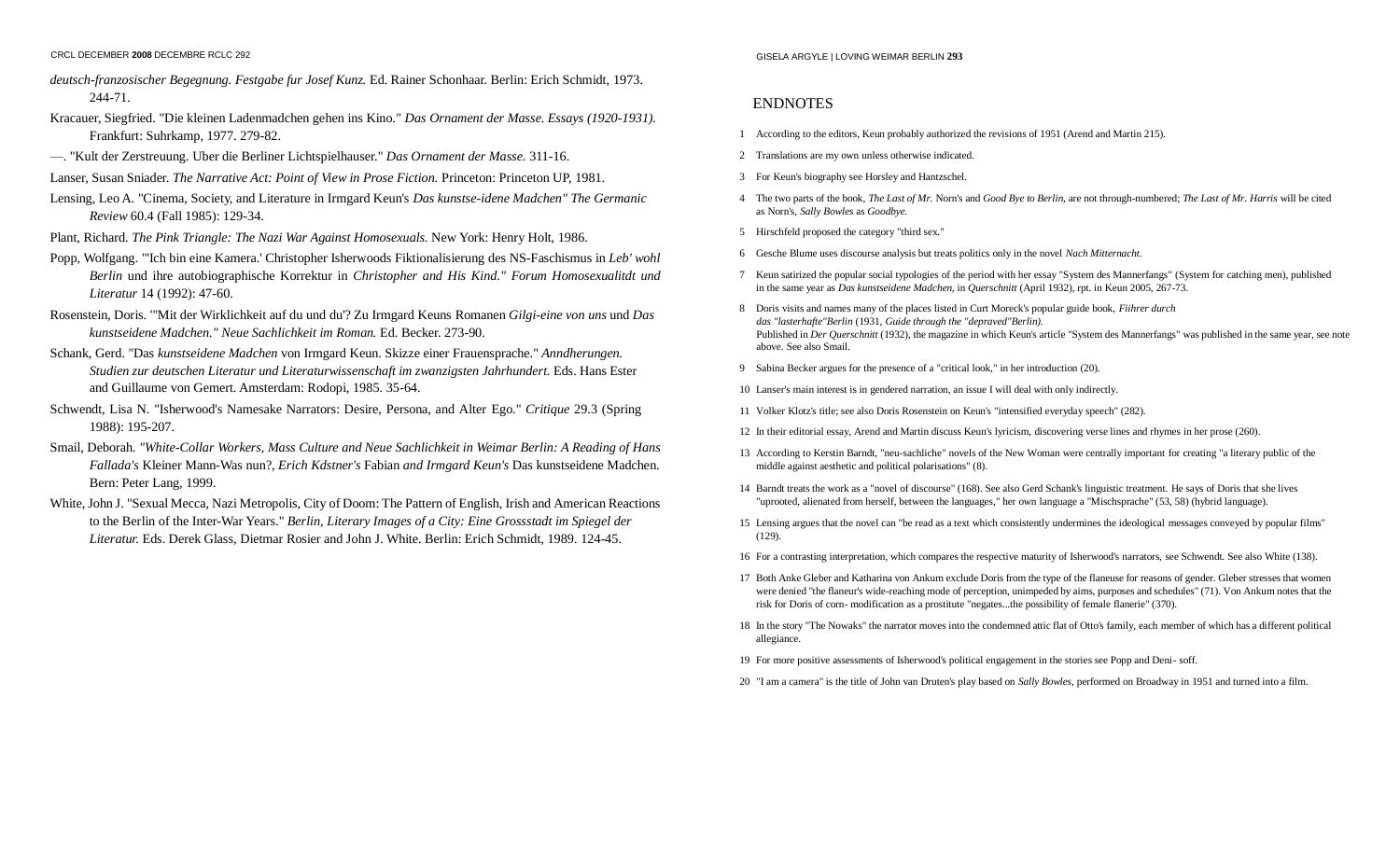deutsch-franzosischer Begegnung. Festgabe fur Josef Kunz.* Ed. Rainer Schonhaar. Berlin: Erich Schmidt, 1973. 244-71.

Kracauer, Siegfried. "Die kleinen Ladenmadchen gehen ins Kino." *Das Ornament der Masse. Essays (1920-1931).* Frankfurt: Suhrkamp, 1977. 279-82.

—. "Kult der Zerstreuung. Uber die Berliner Lichtspielhauser." *Das Ornament der Masse.* 311-16.

Lanser, Susan Sniader. *The Narrative Act: Point of View in Prose Fiction.* Princeton: Princeton UP, 1981.

Lensing, Leo A. "Cinema, Society, and Literature in Irmgard Keun's *Das kunstse-idene Madchen" The Germanic Review* 60.4 (Fall 1985): 129-34.

Plant, Richard. *The Pink Triangle: The Nazi War Against Homosexuals.* New York: Henry Holt, 1986.

Popp, Wolfgang. "'Ich bin eine Kamera.' Christopher Isherwoods Fiktionalisierung des NS-Faschismus in *Leb' wohl Berlin* und ihre autobiographische Korrektur in *Christopher and His Kind." Forum Homosexualitdt und Literatur* 14 (1992): 47-60.

Rosenstein, Doris. '"Mit der Wirklichkeit auf du und du'? Zu Irmgard Keuns Romanen *Gilgi-eine von uns* und *Das kunstseidene Madchen." Neue Sachlichkeit im Roman.* Ed. Becker. 273-90.

Schank, Gerd. "Das *kunstseidene Madchen* von Irmgard Keun. Skizze einer Frauensprache." *Anndherungen. Studien zur deutschen Literatur und Literaturwissenschaft im zwanzigsten Jahrhundert.* Eds. Hans Ester and Guillaume von Gemert. Amsterdam: Rodopi, 1985. 35-64.

Schwendt, Lisa N. "Isherwood's Namesake Narrators: Desire, Persona, and Alter Ego." *Critique* 29.3 (Spring 1988): 195-207.

Smail, Deborah. *"White-Collar Workers, Mass Culture and Neue Sachlichkeit in Weimar Berlin: A Reading of Hans Fallada's* Kleiner Mann-Was nun?, *Erich Kdstner's* Fabian *and Irmgard Keun's* Das kunstseidene Madchen. Bern: Peter Lang, 1999.

White, John J. "Sexual Mecca, Nazi Metropolis, City of Doom: The Pattern of English, Irish and American Reactions to the Berlin of the Inter-War Years." *Berlin, Literary Images of a City: Eine Grossstadt im Spiegel der Literatur.* Eds. Derek Glass, Dietmar Rosier and John J. White. Berlin: Erich Schmidt, 1989. 124-45.

## ENDNOTES

1 According to the editors, Keun probably authorized the revisions of 1951 (Arend and Martin 215).

2 Translations are my own unless otherwise indicated.

3 For Keun's biography see Horsley and Hantzschel.

4 The two parts of the book, *The Last of Mr.* Norn's and *Good Bye to Berlin,* are not through-numbered; *The Last of Mr. Harris* will be cited as Norn's, *Sally Bowles* as *Goodbye.*

5 Hirschfeld proposed the category "third sex."

6 Gesche Blume uses discourse analysis but treats politics only in the novel *Nach Mitternacht.*

7 Keun satirized the popular social typologies of the period with her essay "System des Mannerfangs" (System for catching men), published in the same year as *Das kunstseidene Madchen,* in *Querschnitt* (April 1932), rpt. in Keun 2005, 267-73.

8 Doris visits and names many of the places listed in Curt Moreck's popular guide book, *Fiihrer durch das "lasterhafte"Berlin* (1931, *Guide through the "depraved"Berlin).* Published in *Der Querschnitt* (1932), the magazine in which Keun's article "System des Mannerfangs" was published in the same year, see note above. See also Smail.

9 Sabina Becker argues for the presence of a "critical look," in her introduction (20).

10 Lanser's main interest is in gendered narration, an issue I will deal with only indirectly.

11 Volker Klotz's title; see also Doris Rosenstein on Keun's "intensified everyday speech" (282).

12 In their editorial essay, Arend and Martin discuss Keun's lyricism, discovering verse lines and rhymes in her prose (260).

13 According to Kerstin Barndt, "neu-sachliche" novels of the New Woman were centrally important for creating "a literary public of the middle against aesthetic and political polarisations" (8).

14 Barndt treats the work as a "novel of discourse" (168). See also Gerd Schank's linguistic treatment. He says of Doris that she lives "uprooted, alienated from herself, between the languages," her own language a "Mischsprache" (53, 58) (hybrid language).

15 Lensing argues that the novel can "be read as a text which consistently undermines the ideological messages conveyed by popular films" (129).

16 For a contrasting interpretation, which compares the respective maturity of Isherwood's narrators, see Schwendt. See also White (138).

17 Both Anke Gleber and Katharina von Ankum exclude Doris from the type of the flaneuse for reasons of gender. Gleber stresses that women were denied "the flaneur's wide-reaching mode of perception, unimpeded by aims, purposes and schedules" (71). Von Ankum notes that the risk for Doris of corn- modification as a prostitute "negates...the possibility of female flanerie" (370).

18 In the story "The Nowaks" the narrator moves into the condemned attic flat of Otto's family, each member of which has a different political allegiance.

19 For more positive assessments of Isherwood's political engagement in the stories see Popp and Deni- soff.

20 "I am a camera" is the title of John van Druten's play based on *Sally Bowles,* performed on Broadway in 1951 and turned into a film.